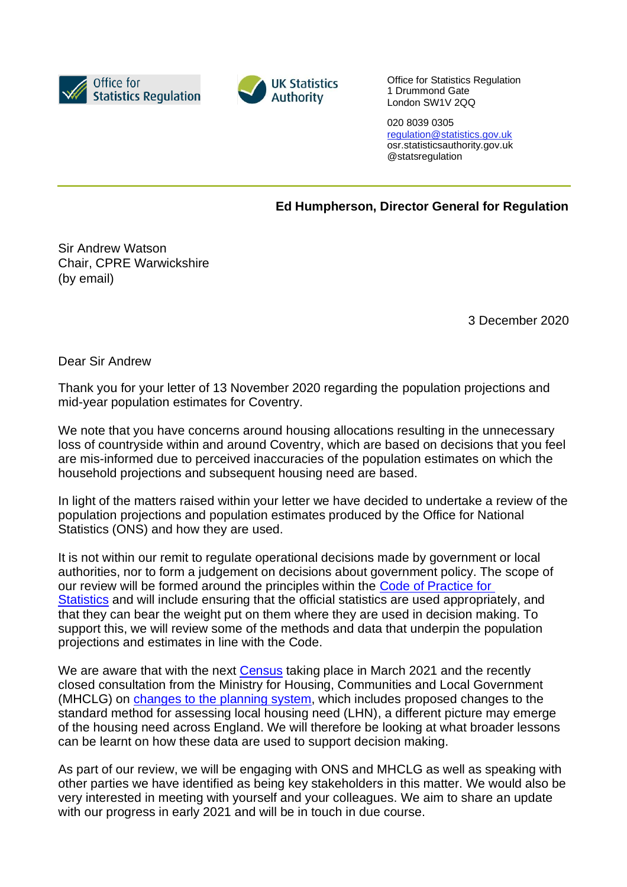Office for Statistics Regulation

UK Statistics Authority

Office for Statistics Regulation
1 Drummond Gate
London SW1V 2QQ

020 8039 0305
[regulation@statistics.gov.uk](mailto:regulation@statistics.gov.uk)
osr.statisticsauthority.gov.uk
@statsregulation

---

**Ed Humpherson, Director General for Regulation**

Sir Andrew Watson
Chair, CPRE Warwickshire
(by email)

3 December 2020

Dear Sir Andrew

Thank you for your letter of 13 November 2020 regarding the population projections and mid-year population estimates for Coventry.

We note that you have concerns around housing allocations resulting in the unnecessary loss of countryside within and around Coventry, which are based on decisions that you feel are mis-informed due to perceived inaccuracies of the population estimates on which the household projections and subsequent housing need are based.

In light of the matters raised within your letter we have decided to undertake a review of the population projections and population estimates produced by the Office for National Statistics (ONS) and how they are used.

It is not within our remit to regulate operational decisions made by government or local authorities, nor to form a judgement on decisions about government policy. The scope of our review will be formed around the principles within the Code of Practice for Statistics and will include ensuring that the official statistics are used appropriately, and that they can bear the weight put on them where they are used in decision making. To support this, we will review some of the methods and data that underpin the population projections and estimates in line with the Code.

We are aware that with the next Census taking place in March 2021 and the recently closed consultation from the Ministry for Housing, Communities and Local Government (MHCLG) on changes to the planning system, which includes proposed changes to the standard method for assessing local housing need (LHN), a different picture may emerge of the housing need across England. We will therefore be looking at what broader lessons can be learnt on how these data are used to support decision making.

As part of our review, we will be engaging with ONS and MHCLG as well as speaking with other parties we have identified as being key stakeholders in this matter. We would also be very interested in meeting with yourself and your colleagues. We aim to share an update with our progress in early 2021 and will be in touch in due course.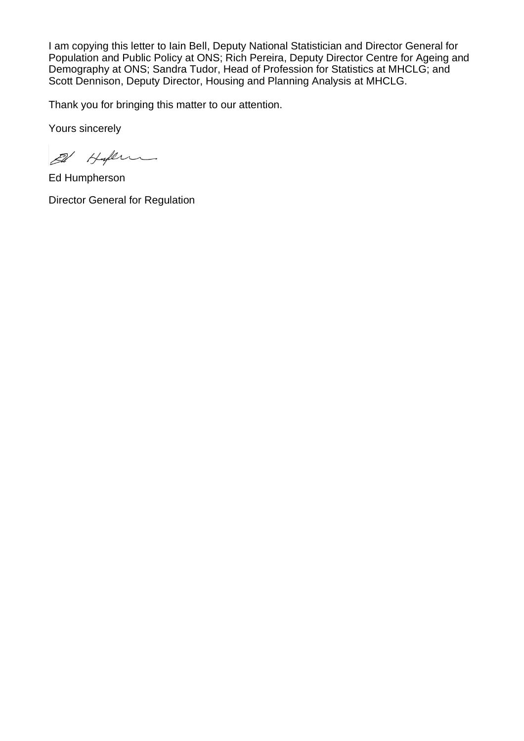I am copying this letter to Iain Bell, Deputy National Statistician and Director General for Population and Public Policy at ONS; Rich Pereira, Deputy Director Centre for Ageing and Demography at ONS; Sandra Tudor, Head of Profession for Statistics at MHCLG; and Scott Dennison, Deputy Director, Housing and Planning Analysis at MHCLG.

Thank you for bringing this matter to our attention.

Yours sincerely

Ed Humpherson

Director General for Regulation